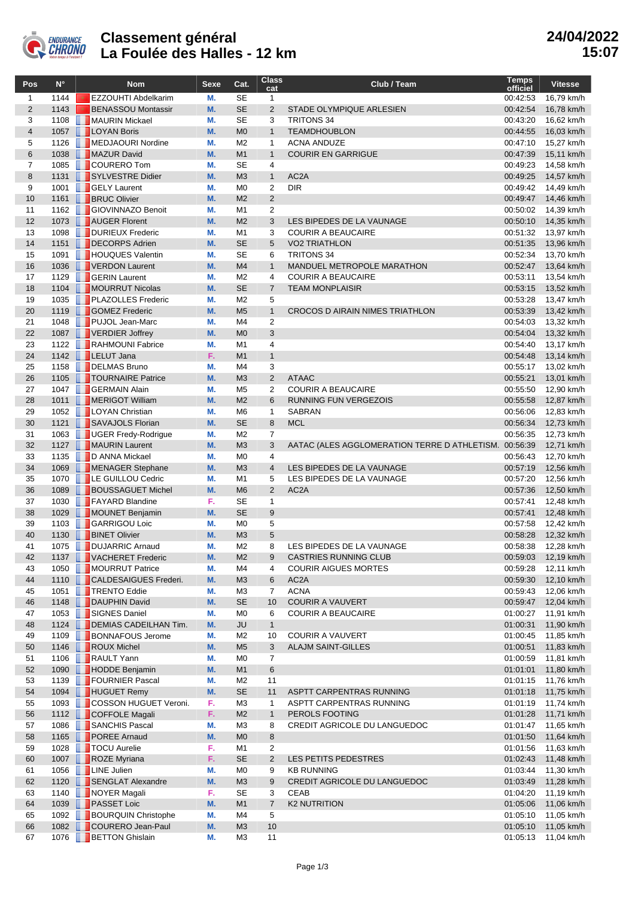# Classement général
## La Foulée des Halles - 12 km

**24/04/2022**
**15:07**

| Pos | N° | Nom | Sexe | Cat. | Class cat | Club / Team | Temps officiel | Vitesse |
|---|---|---|---|---|---|---|---|---|
| 1 | 1144 | EZZOUHTI Abdelkarim | M. | SE | 1 | | 00:42:53 | 16,79 km/h |
| 2 | 1143 | BENASSOU Montassir | M. | SE | 2 | STADE OLYMPIQUE ARLESIEN | 00:42:54 | 16,78 km/h |
| 3 | 1108 | MAURIN Mickael | M. | SE | 3 | TRITONS 34 | 00:43:20 | 16,62 km/h |
| 4 | 1057 | LOYAN Boris | M. | M0 | 1 | TEAMDHOUBLON | 00:44:55 | 16,03 km/h |
| 5 | 1126 | MEDJAOURI Nordine | M. | M2 | 1 | ACNA ANDUZE | 00:47:10 | 15,27 km/h |
| 6 | 1038 | MAZUR David | M. | M1 | 1 | COURIR EN GARRIGUE | 00:47:39 | 15,11 km/h |
| 7 | 1085 | COURERO Tom | M. | SE | 4 | | 00:49:23 | 14,58 km/h |
| 8 | 1131 | SYLVESTRE Didier | M. | M3 | 1 | AC2A | 00:49:25 | 14,57 km/h |
| 9 | 1001 | GELY Laurent | M. | M0 | 2 | DIR | 00:49:42 | 14,49 km/h |
| 10 | 1161 | BRUC Olivier | M. | M2 | 2 | | 00:49:47 | 14,46 km/h |
| 11 | 1162 | GIOVINNAZO Benoit | M. | M1 | 2 | | 00:50:02 | 14,39 km/h |
| 12 | 1073 | AUGER Florent | M. | M2 | 3 | LES BIPEDES DE LA VAUNAGE | 00:50:10 | 14,35 km/h |
| 13 | 1098 | DURIEUX Frederic | M. | M1 | 3 | COURIR A BEAUCAIRE | 00:51:32 | 13,97 km/h |
| 14 | 1151 | DECORPS Adrien | M. | SE | 5 | VO2 TRIATHLON | 00:51:35 | 13,96 km/h |
| 15 | 1091 | HOUQUES Valentin | M. | SE | 6 | TRITONS 34 | 00:52:34 | 13,70 km/h |
| 16 | 1036 | VERDON Laurent | M. | M4 | 1 | MANDUEL METROPOLE MARATHON | 00:52:47 | 13,64 km/h |
| 17 | 1129 | GERIN Laurent | M. | M2 | 4 | COURIR A BEAUCAIRE | 00:53:11 | 13,54 km/h |
| 18 | 1104 | MOURRUT Nicolas | M. | SE | 7 | TEAM MONPLAISIR | 00:53:15 | 13,52 km/h |
| 19 | 1035 | PLAZOLLES Frederic | M. | M2 | 5 | | 00:53:28 | 13,47 km/h |
| 20 | 1119 | GOMEZ Frederic | M. | M5 | 1 | CROCOS D AIRAIN NIMES TRIATHLON | 00:53:39 | 13,42 km/h |
| 21 | 1048 | PUJOL Jean-Marc | M. | M4 | 2 | | 00:54:03 | 13,32 km/h |
| 22 | 1087 | VERDIER Joffrey | M. | M0 | 3 | | 00:54:04 | 13,32 km/h |
| 23 | 1122 | RAHMOUNI Fabrice | M. | M1 | 4 | | 00:54:40 | 13,17 km/h |
| 24 | 1142 | LELUT Jana | F. | M1 | 1 | | 00:54:48 | 13,14 km/h |
| 25 | 1158 | DELMAS Bruno | M. | M4 | 3 | | 00:55:17 | 13,02 km/h |
| 26 | 1105 | TOURNAIRE Patrice | M. | M3 | 2 | ATAAC | 00:55:21 | 13,01 km/h |
| 27 | 1047 | GERMAIN Alain | M. | M5 | 2 | COURIR A BEAUCAIRE | 00:55:50 | 12,90 km/h |
| 28 | 1011 | MERIGOT William | M. | M2 | 6 | RUNNING FUN VERGEZOIS | 00:55:58 | 12,87 km/h |
| 29 | 1052 | LOYAN Christian | M. | M6 | 1 | SABRAN | 00:56:06 | 12,83 km/h |
| 30 | 1121 | SAVAJOLS Florian | M. | SE | 8 | MCL | 00:56:34 | 12,73 km/h |
| 31 | 1063 | UGER Fredy-Rodrigue | M. | M2 | 7 | | 00:56:35 | 12,73 km/h |
| 32 | 1127 | MAURIN Laurent | M. | M3 | 3 | AATAC (ALES AGGLOMERATION TERRE D ATHLETISM. | 00:56:39 | 12,71 km/h |
| 33 | 1135 | D ANNA Mickael | M. | M0 | 4 | | 00:56:43 | 12,70 km/h |
| 34 | 1069 | MENAGER Stephane | M. | M3 | 4 | LES BIPEDES DE LA VAUNAGE | 00:57:19 | 12,56 km/h |
| 35 | 1070 | LE GUILLOU Cedric | M. | M1 | 5 | LES BIPEDES DE LA VAUNAGE | 00:57:20 | 12,56 km/h |
| 36 | 1089 | BOUSSAGUET Michel | M. | M6 | 2 | AC2A | 00:57:36 | 12,50 km/h |
| 37 | 1030 | FAYARD Blandine | F. | SE | 1 | | 00:57:41 | 12,48 km/h |
| 38 | 1029 | MOUNET Benjamin | M. | SE | 9 | | 00:57:41 | 12,48 km/h |
| 39 | 1103 | GARRIGOU Loic | M. | M0 | 5 | | 00:57:58 | 12,42 km/h |
| 40 | 1130 | BINET Olivier | M. | M3 | 5 | | 00:58:28 | 12,32 km/h |
| 41 | 1075 | DUJARRIC Arnaud | M. | M2 | 8 | LES BIPEDES DE LA VAUNAGE | 00:58:38 | 12,28 km/h |
| 42 | 1137 | VACHERET Frederic | M. | M2 | 9 | CASTRIES RUNNING CLUB | 00:59:03 | 12,19 km/h |
| 43 | 1050 | MOURRUT Patrice | M. | M4 | 4 | COURIR AIGUES MORTES | 00:59:28 | 12,11 km/h |
| 44 | 1110 | CALDESAIGUES Frederi. | M. | M3 | 6 | AC2A | 00:59:30 | 12,10 km/h |
| 45 | 1051 | TRENTO Eddie | M. | M3 | 7 | ACNA | 00:59:43 | 12,06 km/h |
| 46 | 1148 | DAUPHIN David | M. | SE | 10 | COURIR A VAUVERT | 00:59:47 | 12,04 km/h |
| 47 | 1053 | SIGNES Daniel | M. | M0 | 6 | COURIR A BEAUCAIRE | 01:00:27 | 11,91 km/h |
| 48 | 1124 | DEMIAS CADEILHAN Tim. | M. | JU | 1 | | 01:00:31 | 11,90 km/h |
| 49 | 1109 | BONNAFOUS Jerome | M. | M2 | 10 | COURIR A VAUVERT | 01:00:45 | 11,85 km/h |
| 50 | 1146 | ROUX Michel | M. | M5 | 3 | ALAJM SAINT-GILLES | 01:00:51 | 11,83 km/h |
| 51 | 1106 | RAULT Yann | M. | M0 | 7 | | 01:00:59 | 11,81 km/h |
| 52 | 1090 | HODDE Benjamin | M. | M1 | 6 | | 01:01:01 | 11,80 km/h |
| 53 | 1139 | FOURNIER Pascal | M. | M2 | 11 | | 01:01:15 | 11,76 km/h |
| 54 | 1094 | HUGUET Remy | M. | SE | 11 | ASPTT CARPENTRAS RUNNING | 01:01:18 | 11,75 km/h |
| 55 | 1093 | COSSON HUGUET Veroni. | F. | M3 | 1 | ASPTT CARPENTRAS RUNNING | 01:01:19 | 11,74 km/h |
| 56 | 1112 | COFFOLE Magali | F. | M2 | 1 | PEROLS FOOTING | 01:01:28 | 11,71 km/h |
| 57 | 1086 | SANCHIS Pascal | M. | M3 | 8 | CREDIT AGRICOLE DU LANGUEDOC | 01:01:47 | 11,65 km/h |
| 58 | 1165 | POREE Arnaud | M. | M0 | 8 | | 01:01:50 | 11,64 km/h |
| 59 | 1028 | TOCU Aurelie | F. | M1 | 2 | | 01:01:56 | 11,63 km/h |
| 60 | 1007 | ROZE Myriana | F. | SE | 2 | LES PETITS PEDESTRES | 01:02:43 | 11,48 km/h |
| 61 | 1056 | LINE Julien | M. | M0 | 9 | KB RUNNING | 01:03:44 | 11,30 km/h |
| 62 | 1120 | SENGLAT Alexandre | M. | M3 | 9 | CREDIT AGRICOLE DU LANGUEDOC | 01:03:49 | 11,28 km/h |
| 63 | 1140 | NOYER Magali | F. | SE | 3 | CEAB | 01:04:20 | 11,19 km/h |
| 64 | 1039 | PASSET Loic | M. | M1 | 7 | K2 NUTRITION | 01:05:06 | 11,06 km/h |
| 65 | 1092 | BOURQUIN Christophe | M. | M4 | 5 | | 01:05:10 | 11,05 km/h |
| 66 | 1082 | COURERO Jean-Paul | M. | M3 | 10 | | 01:05:10 | 11,05 km/h |
| 67 | 1076 | BETTON Ghislain | M. | M3 | 11 | | 01:05:13 | 11,04 km/h |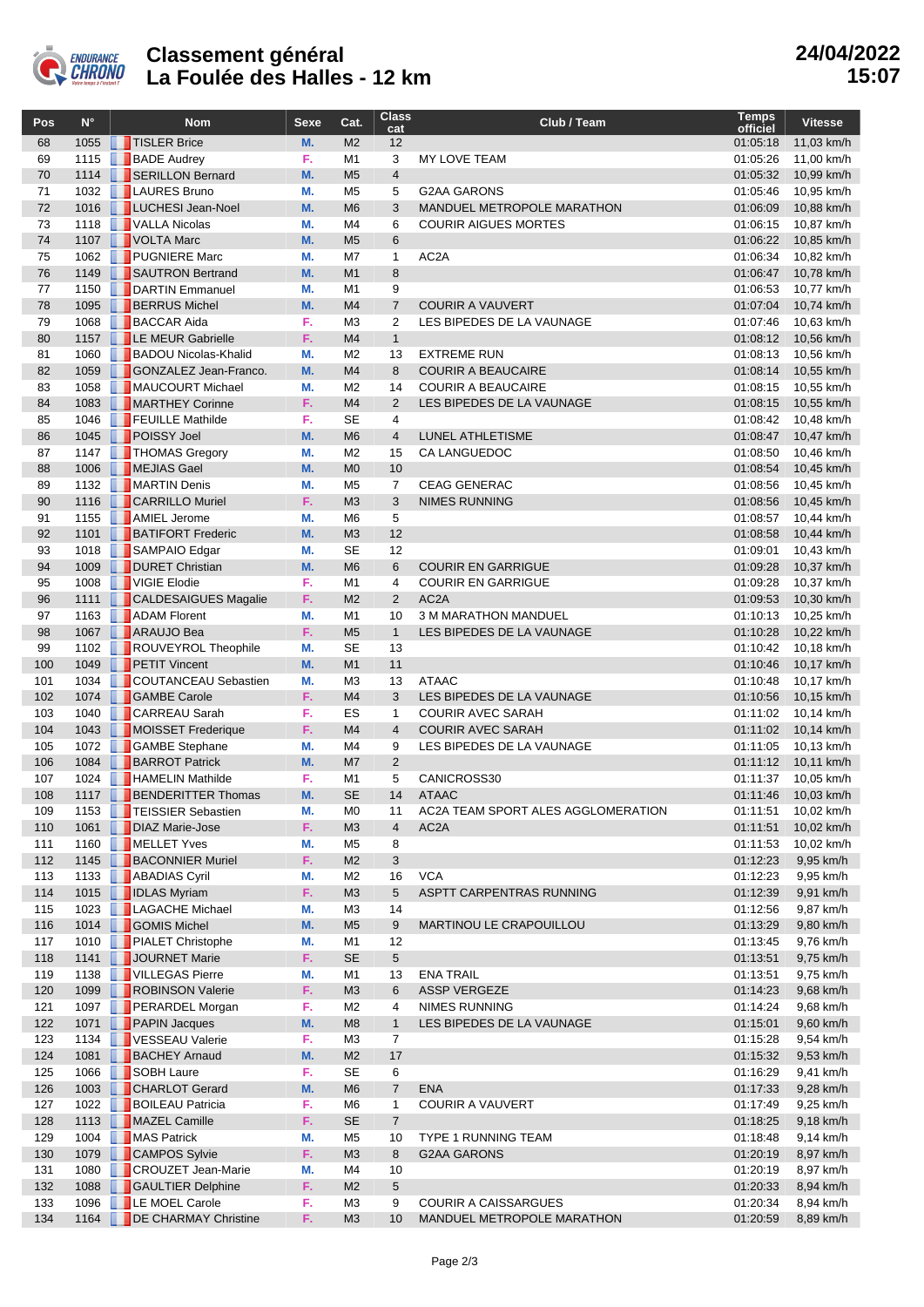# Classement général
# La Foulée des Halles - 12 km

**24/04/2022 15:07**

| Pos | N° | Nom | Sexe | Cat. | Class cat | Club / Team | Temps officiel | Vitesse |
|---|---|---|---|---|---|---|---|---|
| 68 | 1055 | TISLER Brice | M. | M2 | 12 | | 01:05:18 | 11,03 km/h |
| 69 | 1115 | BADE Audrey | F. | M1 | 3 | MY LOVE TEAM | 01:05:26 | 11,00 km/h |
| 70 | 1114 | SERILLON Bernard | M. | M5 | 4 | | 01:05:32 | 10,99 km/h |
| 71 | 1032 | LAURES Bruno | M. | M5 | 5 | G2AA GARONS | 01:05:46 | 10,95 km/h |
| 72 | 1016 | LUCHESI Jean-Noel | M. | M6 | 3 | MANDUEL METROPOLE MARATHON | 01:06:09 | 10,88 km/h |
| 73 | 1118 | VALLA Nicolas | M. | M4 | 6 | COURIR AIGUES MORTES | 01:06:15 | 10,87 km/h |
| 74 | 1107 | VOLTA Marc | M. | M5 | 6 | | 01:06:22 | 10,85 km/h |
| 75 | 1062 | PUGNIERE Marc | M. | M7 | 1 | AC2A | 01:06:34 | 10,82 km/h |
| 76 | 1149 | SAUTRON Bertrand | M. | M1 | 8 | | 01:06:47 | 10,78 km/h |
| 77 | 1150 | DARTIN Emmanuel | M. | M1 | 9 | | 01:06:53 | 10,77 km/h |
| 78 | 1095 | BERRUS Michel | M. | M4 | 7 | COURIR A VAUVERT | 01:07:04 | 10,74 km/h |
| 79 | 1068 | BACCAR Aida | F. | M3 | 2 | LES BIPEDES DE LA VAUNAGE | 01:07:46 | 10,63 km/h |
| 80 | 1157 | LE MEUR Gabrielle | F. | M4 | 1 | | 01:08:12 | 10,56 km/h |
| 81 | 1060 | BADOU Nicolas-Khalid | M. | M2 | 13 | EXTREME RUN | 01:08:13 | 10,56 km/h |
| 82 | 1059 | GONZALEZ Jean-Franco. | M. | M4 | 8 | COURIR A BEAUCAIRE | 01:08:14 | 10,55 km/h |
| 83 | 1058 | MAUCOURT Michael | M. | M2 | 14 | COURIR A BEAUCAIRE | 01:08:15 | 10,55 km/h |
| 84 | 1083 | MARTHEY Corinne | F. | M4 | 2 | LES BIPEDES DE LA VAUNAGE | 01:08:15 | 10,55 km/h |
| 85 | 1046 | FEUILLE Mathilde | F. | SE | 4 | | 01:08:42 | 10,48 km/h |
| 86 | 1045 | POISSY Joel | M. | M6 | 4 | LUNEL ATHLETISME | 01:08:47 | 10,47 km/h |
| 87 | 1147 | THOMAS Gregory | M. | M2 | 15 | CA LANGUEDOC | 01:08:50 | 10,46 km/h |
| 88 | 1006 | MEJIAS Gael | M. | M0 | 10 | | 01:08:54 | 10,45 km/h |
| 89 | 1132 | MARTIN Denis | M. | M5 | 7 | CEAG GENERAC | 01:08:56 | 10,45 km/h |
| 90 | 1116 | CARRILLO Muriel | F. | M3 | 3 | NIMES RUNNING | 01:08:56 | 10,45 km/h |
| 91 | 1155 | AMIEL Jerome | M. | M6 | 5 | | 01:08:57 | 10,44 km/h |
| 92 | 1101 | BATIFORT Frederic | M. | M3 | 12 | | 01:08:58 | 10,44 km/h |
| 93 | 1018 | SAMPAIO Edgar | M. | SE | 12 | | 01:09:01 | 10,43 km/h |
| 94 | 1009 | DURET Christian | M. | M6 | 6 | COURIR EN GARRIGUE | 01:09:28 | 10,37 km/h |
| 95 | 1008 | VIGIE Elodie | F. | M1 | 4 | COURIR EN GARRIGUE | 01:09:28 | 10,37 km/h |
| 96 | 1111 | CALDESAIGUES Magalie | F. | M2 | 2 | AC2A | 01:09:53 | 10,30 km/h |
| 97 | 1163 | ADAM Florent | M. | M1 | 10 | 3 M MARATHON MANDUEL | 01:10:13 | 10,25 km/h |
| 98 | 1067 | ARAUJO Bea | F. | M5 | 1 | LES BIPEDES DE LA VAUNAGE | 01:10:28 | 10,22 km/h |
| 99 | 1102 | ROUVEYROL Theophile | M. | SE | 13 | | 01:10:42 | 10,18 km/h |
| 100 | 1049 | PETIT Vincent | M. | M1 | 11 | | 01:10:46 | 10,17 km/h |
| 101 | 1034 | COUTANCEAU Sebastien | M. | M3 | 13 | ATAAC | 01:10:48 | 10,17 km/h |
| 102 | 1074 | GAMBE Carole | F. | M4 | 3 | LES BIPEDES DE LA VAUNAGE | 01:10:56 | 10,15 km/h |
| 103 | 1040 | CARREAU Sarah | F. | ES | 1 | COURIR AVEC SARAH | 01:11:02 | 10,14 km/h |
| 104 | 1043 | MOISSET Frederique | F. | M4 | 4 | COURIR AVEC SARAH | 01:11:02 | 10,14 km/h |
| 105 | 1072 | GAMBE Stephane | M. | M4 | 9 | LES BIPEDES DE LA VAUNAGE | 01:11:05 | 10,13 km/h |
| 106 | 1084 | BARROT Patrick | M. | M7 | 2 | | 01:11:12 | 10,11 km/h |
| 107 | 1024 | HAMELIN Mathilde | F. | M1 | 5 | CANICROSS30 | 01:11:37 | 10,05 km/h |
| 108 | 1117 | BENDERITTER Thomas | M. | SE | 14 | ATAAC | 01:11:46 | 10,03 km/h |
| 109 | 1153 | TEISSIER Sebastien | M. | M0 | 11 | AC2A TEAM SPORT ALES AGGLOMERATION | 01:11:51 | 10,02 km/h |
| 110 | 1061 | DIAZ Marie-Jose | F. | M3 | 4 | AC2A | 01:11:51 | 10,02 km/h |
| 111 | 1160 | MELLET Yves | M. | M5 | 8 | | 01:11:53 | 10,02 km/h |
| 112 | 1145 | BACONNIER Muriel | F. | M2 | 3 | | 01:12:23 | 9,95 km/h |
| 113 | 1133 | ABADIAS Cyril | M. | M2 | 16 | VCA | 01:12:23 | 9,95 km/h |
| 114 | 1015 | IDLAS Myriam | F. | M3 | 5 | ASPTT CARPENTRAS RUNNING | 01:12:39 | 9,91 km/h |
| 115 | 1023 | LAGACHE Michael | M. | M3 | 14 | | 01:12:56 | 9,87 km/h |
| 116 | 1014 | GOMIS Michel | M. | M5 | 9 | MARTINOU LE CRAPOUILLOU | 01:13:29 | 9,80 km/h |
| 117 | 1010 | PIALET Christophe | M. | M1 | 12 | | 01:13:45 | 9,76 km/h |
| 118 | 1141 | JOURNET Marie | F. | SE | 5 | | 01:13:51 | 9,75 km/h |
| 119 | 1138 | VILLEGAS Pierre | M. | M1 | 13 | ENA TRAIL | 01:13:51 | 9,75 km/h |
| 120 | 1099 | ROBINSON Valerie | F. | M3 | 6 | ASSP VERGEZE | 01:14:23 | 9,68 km/h |
| 121 | 1097 | PERARDEL Morgan | F. | M2 | 4 | NIMES RUNNING | 01:14:24 | 9,68 km/h |
| 122 | 1071 | PAPIN Jacques | M. | M8 | 1 | LES BIPEDES DE LA VAUNAGE | 01:15:01 | 9,60 km/h |
| 123 | 1134 | VESSEAU Valerie | F. | M3 | 7 | | 01:15:28 | 9,54 km/h |
| 124 | 1081 | BACHEY Arnaud | M. | M2 | 17 | | 01:15:32 | 9,53 km/h |
| 125 | 1066 | SOBH Laure | F. | SE | 6 | | 01:16:29 | 9,41 km/h |
| 126 | 1003 | CHARLOT Gerard | M. | M6 | 7 | ENA | 01:17:33 | 9,28 km/h |
| 127 | 1022 | BOILEAU Patricia | F. | M6 | 1 | COURIR A VAUVERT | 01:17:49 | 9,25 km/h |
| 128 | 1113 | MAZEL Camille | F. | SE | 7 | | 01:18:25 | 9,18 km/h |
| 129 | 1004 | MAS Patrick | M. | M5 | 10 | TYPE 1 RUNNING TEAM | 01:18:48 | 9,14 km/h |
| 130 | 1079 | CAMPOS Sylvie | F. | M3 | 8 | G2AA GARONS | 01:20:19 | 8,97 km/h |
| 131 | 1080 | CROUZET Jean-Marie | M. | M4 | 10 | | 01:20:19 | 8,97 km/h |
| 132 | 1088 | GAULTIER Delphine | F. | M2 | 5 | | 01:20:33 | 8,94 km/h |
| 133 | 1096 | LE MOEL Carole | F. | M3 | 9 | COURIR A CAISSARGUES | 01:20:34 | 8,94 km/h |
| 134 | 1164 | DE CHARMAY Christine | F. | M3 | 10 | MANDUEL METROPOLE MARATHON | 01:20:59 | 8,89 km/h |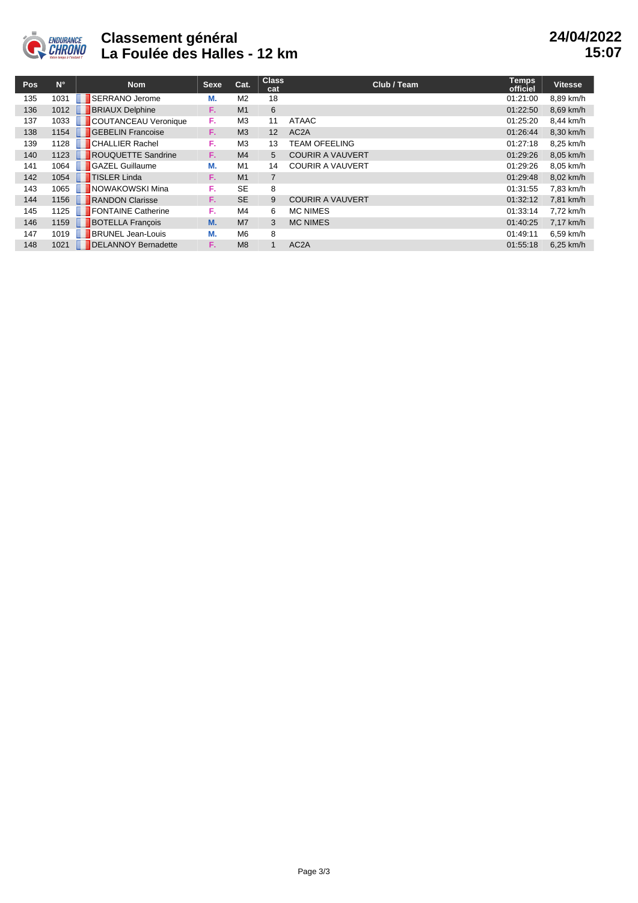# Classement général
## La Foulée des Halles - 12 km

**24/04/2022**
**15:07**

| Pos | N° | Nom | Sexe | Cat. | Class cat | Club / Team | Temps officiel | Vitesse |
|---|---|---|---|---|---|---|---|---|
| 135 | 1031 | SERRANO Jerome | M. | M2 | 18 | | 01:21:00 | 8,89 km/h |
| 136 | 1012 | BRIAUX Delphine | F. | M1 | 6 | | 01:22:50 | 8,69 km/h |
| 137 | 1033 | COUTANCEAU Veronique | F. | M3 | 11 | ATAAC | 01:25:20 | 8,44 km/h |
| 138 | 1154 | GEBELIN Francoise | F. | M3 | 12 | AC2A | 01:26:44 | 8,30 km/h |
| 139 | 1128 | CHALLIER Rachel | F. | M3 | 13 | TEAM OFEELING | 01:27:18 | 8,25 km/h |
| 140 | 1123 | ROUQUETTE Sandrine | F. | M4 | 5 | COURIR A VAUVERT | 01:29:26 | 8,05 km/h |
| 141 | 1064 | GAZEL Guillaume | M. | M1 | 14 | COURIR A VAUVERT | 01:29:26 | 8,05 km/h |
| 142 | 1054 | TISLER Linda | F. | M1 | 7 | | 01:29:48 | 8,02 km/h |
| 143 | 1065 | NOWAKOWSKI Mina | F. | SE | 8 | | 01:31:55 | 7,83 km/h |
| 144 | 1156 | RANDON Clarisse | F. | SE | 9 | COURIR A VAUVERT | 01:32:12 | 7,81 km/h |
| 145 | 1125 | FONTAINE Catherine | F. | M4 | 6 | MC NIMES | 01:33:14 | 7,72 km/h |
| 146 | 1159 | BOTELLA François | M. | M7 | 3 | MC NIMES | 01:40:25 | 7,17 km/h |
| 147 | 1019 | BRUNEL Jean-Louis | M. | M6 | 8 | | 01:49:11 | 6,59 km/h |
| 148 | 1021 | DELANNOY Bernadette | F. | M8 | 1 | AC2A | 01:55:18 | 6,25 km/h |